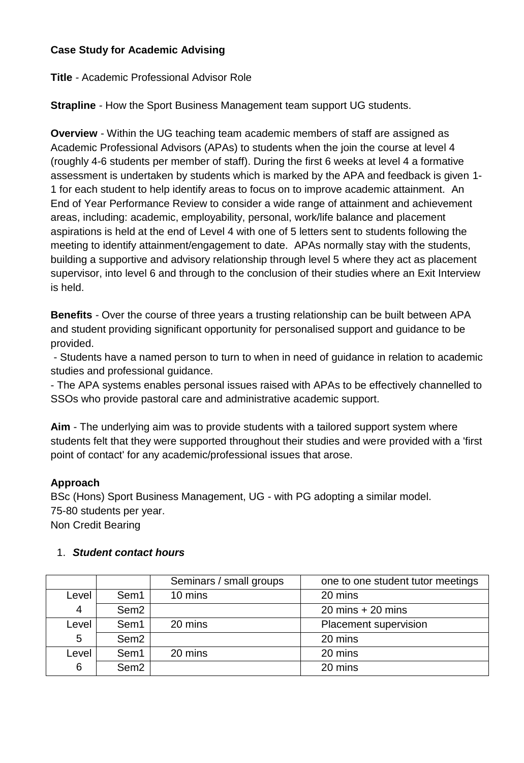**Case Study for Academic Advising**

**Title** - Academic Professional Advisor Role

**Strapline** - How the Sport Business Management team support UG students.

**Overview** - Within the UG teaching team academic members of staff are assigned as Academic Professional Advisors (APAs) to students when the join the course at level 4 (roughly 4-6 students per member of staff). During the first 6 weeks at level 4 a formative assessment is undertaken by students which is marked by the APA and feedback is given 1-1 for each student to help identify areas to focus on to improve academic attainment. An End of Year Performance Review to consider a wide range of attainment and achievement areas, including: academic, employability, personal, work/life balance and placement aspirations is held at the end of Level 4 with one of 5 letters sent to students following the meeting to identify attainment/engagement to date. APAs normally stay with the students, building a supportive and advisory relationship through level 5 where they act as placement supervisor, into level 6 and through to the conclusion of their studies where an Exit Interview is held.

**Benefits** - Over the course of three years a trusting relationship can be built between APA and student providing significant opportunity for personalised support and guidance to be provided.

- Students have a named person to turn to when in need of guidance in relation to academic studies and professional guidance.
- The APA systems enables personal issues raised with APAs to be effectively channelled to SSOs who provide pastoral care and administrative academic support.

**Aim** - The underlying aim was to provide students with a tailored support system where students felt that they were supported throughout their studies and were provided with a 'first point of contact' for any academic/professional issues that arose.

**Approach**

BSc (Hons) Sport Business Management, UG - with PG adopting a similar model.
75-80 students per year.
Non Credit Bearing

1. ***Student contact hours***

| | | Seminars / small groups | one to one student tutor meetings |
|---|---|---|---|
| Level 4 | Sem1 | 10 mins | 20 mins |
| | Sem2 | | 20 mins + 20 mins |
| Level 5 | Sem1 | 20 mins | Placement supervision |
| | Sem2 | | 20 mins |
| Level 6 | Sem1 | 20 mins | 20 mins |
| | Sem2 | | 20 mins |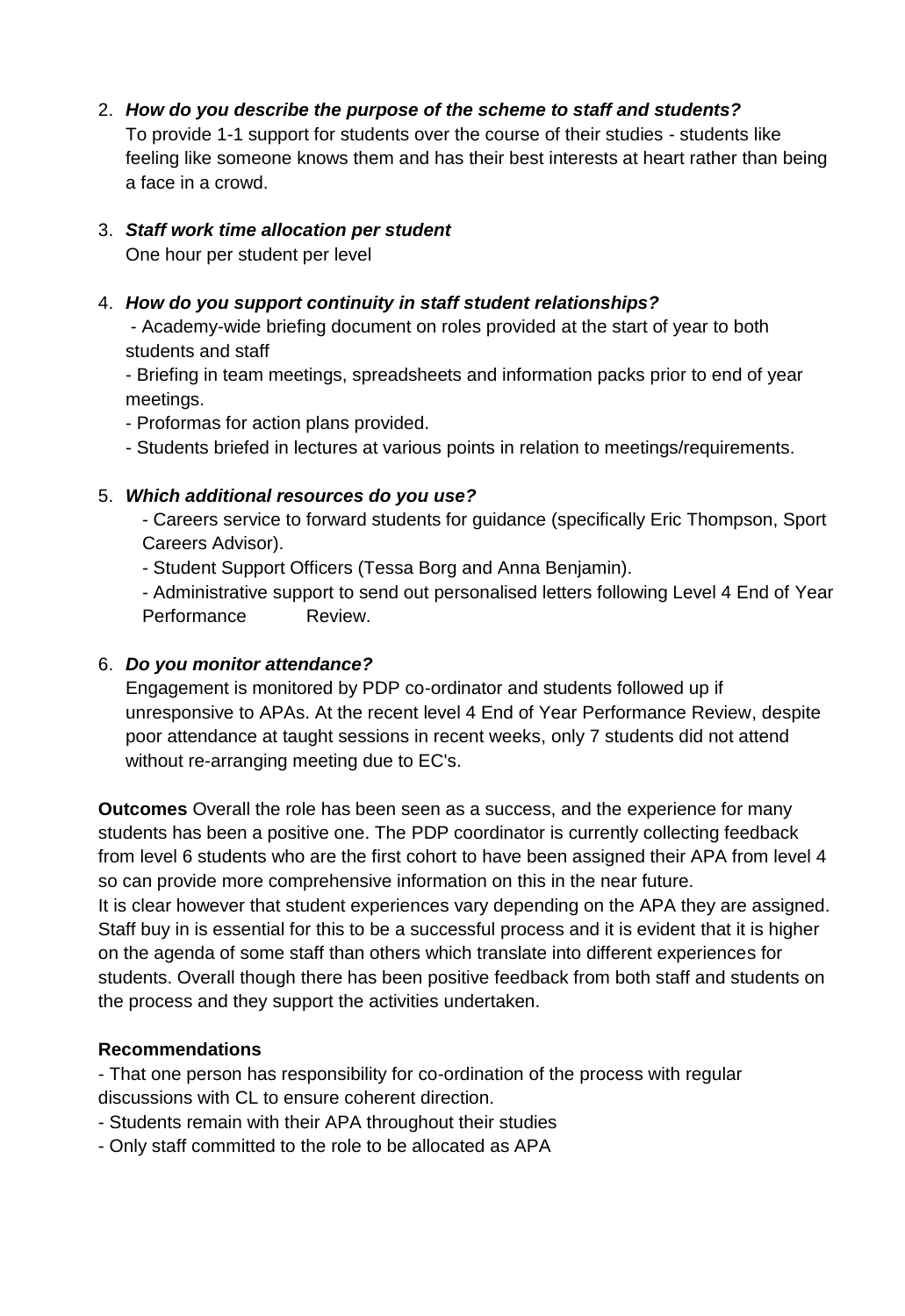2. ***How do you describe the purpose of the scheme to staff and students?***
   To provide 1-1 support for students over the course of their studies - students like feeling like someone knows them and has their best interests at heart rather than being a face in a crowd.

3. ***Staff work time allocation per student***
   One hour per student per level

4. ***How do you support continuity in staff student relationships?***
   - Academy-wide briefing document on roles provided at the start of year to both students and staff
   - Briefing in team meetings, spreadsheets and information packs prior to end of year meetings.
   - Proformas for action plans provided.
   - Students briefed in lectures at various points in relation to meetings/requirements.

5. ***Which additional resources do you use?***
   - Careers service to forward students for guidance (specifically Eric Thompson, Sport Careers Advisor).
   - Student Support Officers (Tessa Borg and Anna Benjamin).
   - Administrative support to send out personalised letters following Level 4 End of Year Performance Review.

6. ***Do you monitor attendance?***
   Engagement is monitored by PDP co-ordinator and students followed up if unresponsive to APAs. At the recent level 4 End of Year Performance Review, despite poor attendance at taught sessions in recent weeks, only 7 students did not attend without re-arranging meeting due to EC's.

**Outcomes** Overall the role has been seen as a success, and the experience for many students has been a positive one. The PDP coordinator is currently collecting feedback from level 6 students who are the first cohort to have been assigned their APA from level 4 so can provide more comprehensive information on this in the near future.
It is clear however that student experiences vary depending on the APA they are assigned. Staff buy in is essential for this to be a successful process and it is evident that it is higher on the agenda of some staff than others which translate into different experiences for students. Overall though there has been positive feedback from both staff and students on the process and they support the activities undertaken.

**Recommendations**

- That one person has responsibility for co-ordination of the process with regular discussions with CL to ensure coherent direction.
- Students remain with their APA throughout their studies
- Only staff committed to the role to be allocated as APA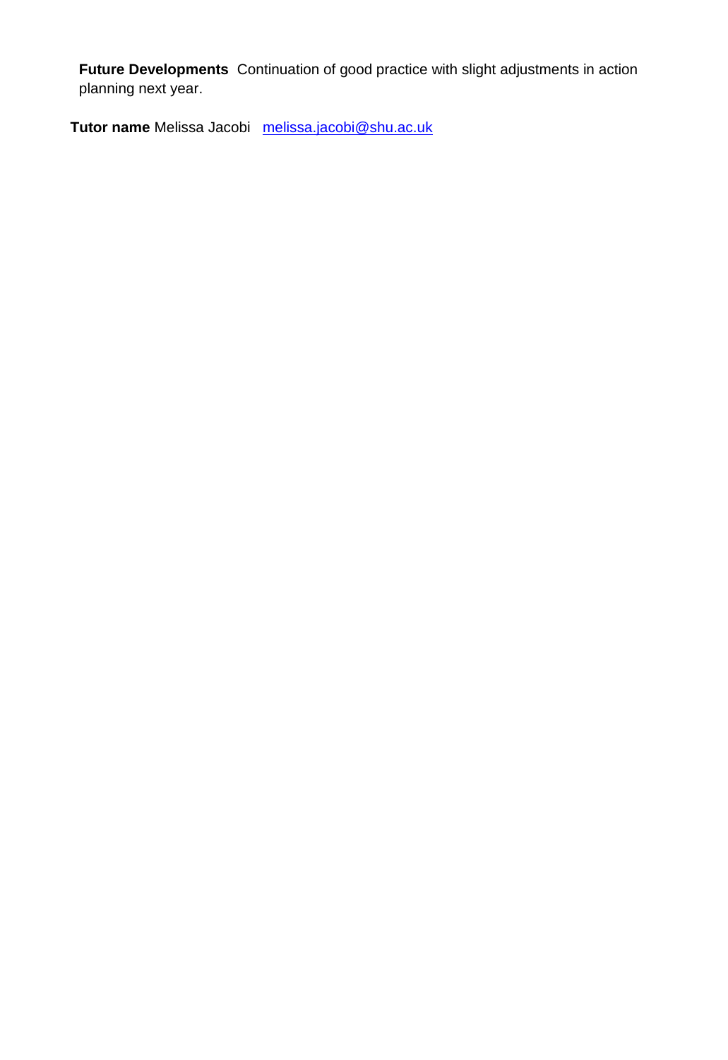**Future Developments** Continuation of good practice with slight adjustments in action planning next year.

**Tutor name** Melissa Jacobi [melissa.jacobi@shu.ac.uk](mailto:melissa.jacobi@shu.ac.uk)